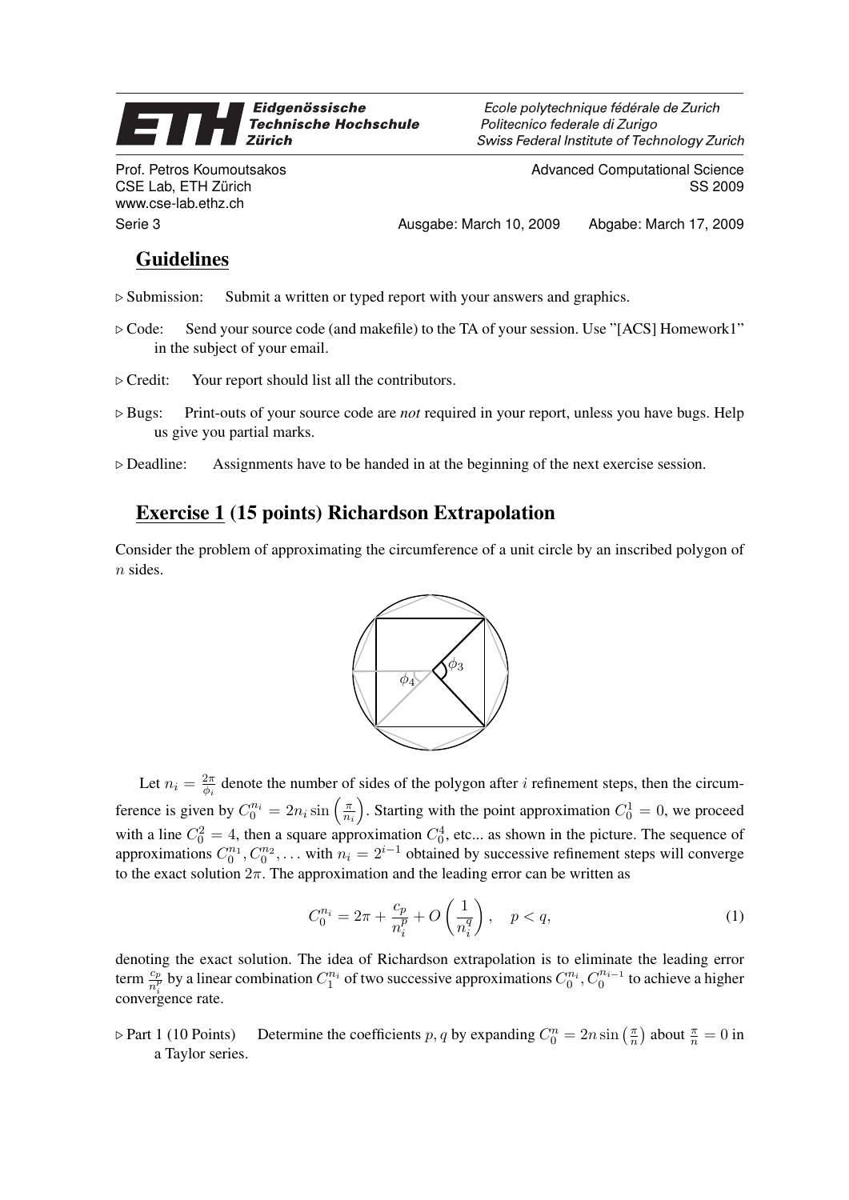Eidgenössische Technische Hochschule Zürich

Ecole polytechnique fédérale de Zurich
Politecnico federale di Zurigo
Swiss Federal Institute of Technology Zurich

Prof. Petros Koumoutsakos
CSE Lab, ETH Zürich
www.cse-lab.ethz.ch

Advanced Computational Science
SS 2009

Serie 3 — Ausgabe: March 10, 2009 — Abgabe: March 17, 2009

## Guidelines

▷ Submission: Submit a written or typed report with your answers and graphics.

▷ Code: Send your source code (and makefile) to the TA of your session. Use "[ACS] Homework1" in the subject of your email.

▷ Credit: Your report should list all the contributors.

▷ Bugs: Print-outs of your source code are *not* required in your report, unless you have bugs. Help us give you partial marks.

▷ Deadline: Assignments have to be handed in at the beginning of the next exercise session.

## Exercise 1 (15 points) Richardson Extrapolation

Consider the problem of approximating the circumference of a unit circle by an inscribed polygon of $n$ sides.

Let $n_i = \frac{2\pi}{\phi_i}$ denote the number of sides of the polygon after $i$ refinement steps, then the circumference is given by $C_0^{n_i} = 2n_i \sin\left(\frac{\pi}{n_i}\right)$. Starting with the point approximation $C_0^1 = 0$, we proceed with a line $C_0^2 = 4$, then a square approximation $C_0^4$, etc... as shown in the picture. The sequence of approximations $C_0^{m_1}, C_0^{m_2}, \ldots$ with $n_i = 2^{i-1}$ obtained by successive refinement steps will converge to the exact solution $2\pi$. The approximation and the leading error can be written as

$$C_0^{n_i} = 2\pi + \frac{c_p}{n_i^p} + O\left(\frac{1}{n_i^q}\right), \quad p < q, \tag{1}$$

denoting the exact solution. The idea of Richardson extrapolation is to eliminate the leading error term $\frac{c_p}{n_i^p}$ by a linear combination $C_1^{n_i}$ of two successive approximations $C_0^{n_i}, C_0^{n_{i-1}}$ to achieve a higher convergence rate.

▷ Part 1 (10 Points) Determine the coefficients $p, q$ by expanding $C_0^n = 2n \sin\left(\frac{\pi}{n}\right)$ about $\frac{\pi}{n} = 0$ in a Taylor series.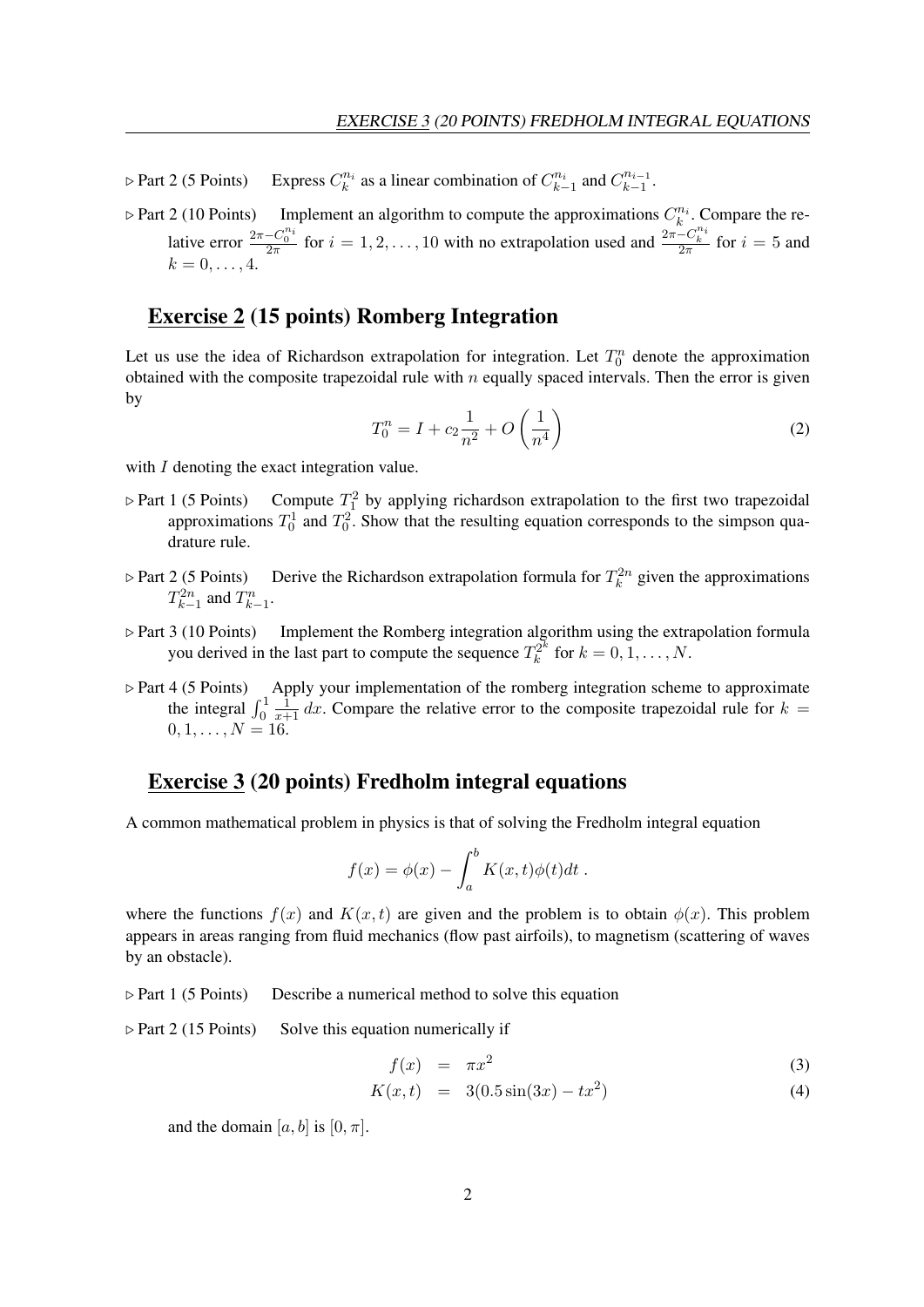▷ Part 2 (5 Points) Express $C_k^{n_i}$ as a linear combination of $C_{k-1}^{n_i}$ and $C_{k-1}^{n_{i-1}}$.

▷ Part 2 (10 Points) Implement an algorithm to compute the approximations $C_k^{n_i}$. Compare the relative error $\frac{2\pi - C_0^{n_i}}{2\pi}$ for $i = 1, 2, \ldots, 10$ with no extrapolation used and $\frac{2\pi - C_k^{n_i}}{2\pi}$ for $i = 5$ and $k = 0, \ldots, 4$.

## Exercise 2 (15 points) Romberg Integration

Let us use the idea of Richardson extrapolation for integration. Let $T_0^n$ denote the approximation obtained with the composite trapezoidal rule with $n$ equally spaced intervals. Then the error is given by

$$T_0^n = I + c_2 \frac{1}{n^2} + O\left(\frac{1}{n^4}\right) \tag{2}$$

with $I$ denoting the exact integration value.

▷ Part 1 (5 Points) Compute $T_1^2$ by applying richardson extrapolation to the first two trapezoidal approximations $T_0^1$ and $T_0^2$. Show that the resulting equation corresponds to the simpson quadrature rule.

▷ Part 2 (5 Points) Derive the Richardson extrapolation formula for $T_k^{2n}$ given the approximations $T_{k-1}^{2n}$ and $T_{k-1}^n$.

▷ Part 3 (10 Points) Implement the Romberg integration algorithm using the extrapolation formula you derived in the last part to compute the sequence $T_k^{2^k}$ for $k = 0, 1, \ldots, N$.

▷ Part 4 (5 Points) Apply your implementation of the romberg integration scheme to approximate the integral $\int_0^1 \frac{1}{x+1}\, dx$. Compare the relative error to the composite trapezoidal rule for $k = 0, 1, \ldots, N = 16$.

## Exercise 3 (20 points) Fredholm integral equations

A common mathematical problem in physics is that of solving the Fredholm integral equation

$$f(x) = \phi(x) - \int_a^b K(x,t)\phi(t)dt \; .$$

where the functions $f(x)$ and $K(x,t)$ are given and the problem is to obtain $\phi(x)$. This problem appears in areas ranging from fluid mechanics (flow past airfoils), to magnetism (scattering of waves by an obstacle).

▷ Part 1 (5 Points) Describe a numerical method to solve this equation

▷ Part 2 (15 Points) Solve this equation numerically if

$$f(x) = \pi x^2 \tag{3}$$

$$K(x,t) = 3(0.5\sin(3x) - tx^2) \tag{4}$$

and the domain $[a,b]$ is $[0,\pi]$.